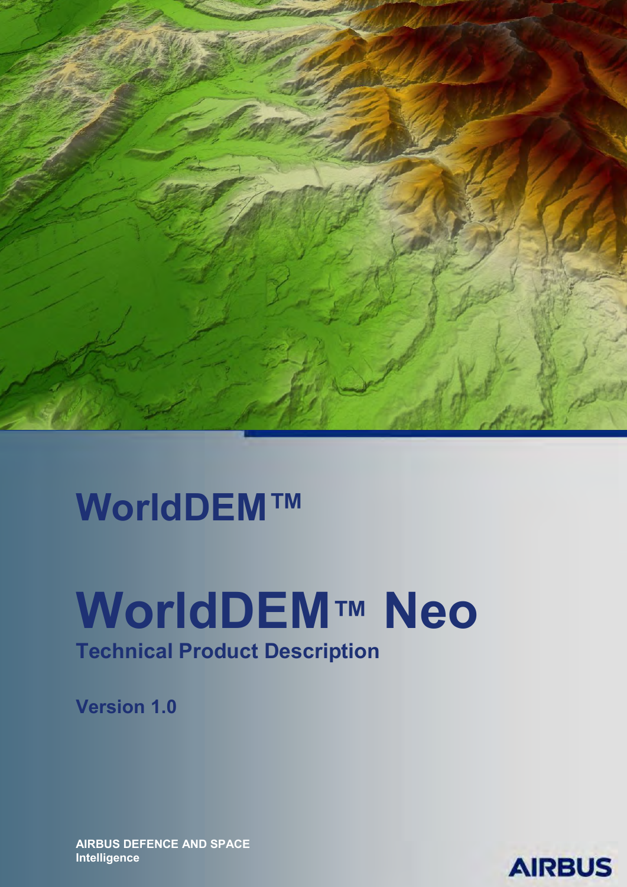# WorldDEM™

# WorldDEM™ Neo

## Technical Product Description

**Version 1.0**

**AIRBUS DEFENCE AND SPACE**
**Intelligence**

AIRBUS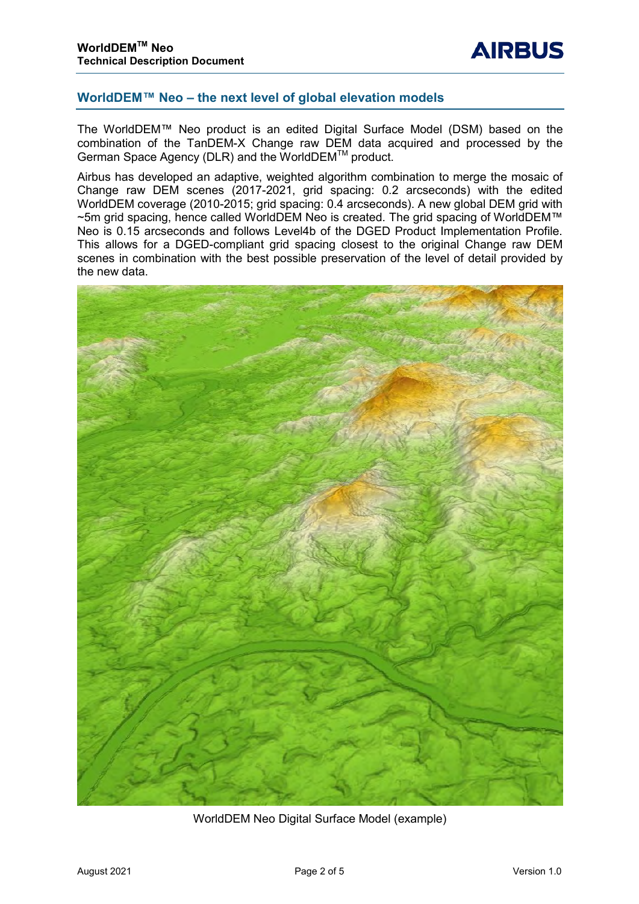## WorldDEM™ Neo – the next level of global elevation models

The WorldDEM™ Neo product is an edited Digital Surface Model (DSM) based on the combination of the TanDEM-X Change raw DEM data acquired and processed by the German Space Agency (DLR) and the WorldDEM™ product.

Airbus has developed an adaptive, weighted algorithm combination to merge the mosaic of Change raw DEM scenes (2017-2021, grid spacing: 0.2 arcseconds) with the edited WorldDEM coverage (2010-2015; grid spacing: 0.4 arcseconds). A new global DEM grid with ~5m grid spacing, hence called WorldDEM Neo is created. The grid spacing of WorldDEM™ Neo is 0.15 arcseconds and follows Level4b of the DGED Product Implementation Profile. This allows for a DGED-compliant grid spacing closest to the original Change raw DEM scenes in combination with the best possible preservation of the level of detail provided by the new data.

WorldDEM Neo Digital Surface Model (example)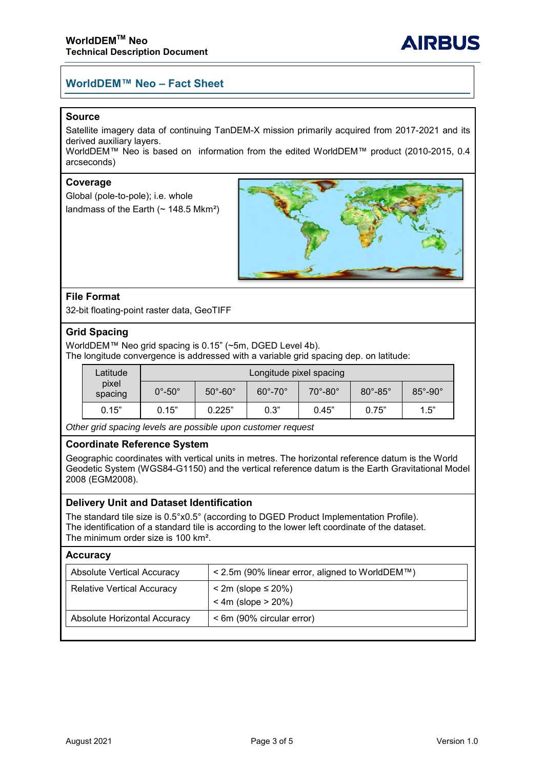## WorldDEM™ Neo – Fact Sheet

### Source

Satellite imagery data of continuing TanDEM-X mission primarily acquired from 2017-2021 and its derived auxiliary layers.
WorldDEM™ Neo is based on information from the edited WorldDEM™ product (2010-2015, 0.4 arcseconds)

### Coverage

Global (pole-to-pole); i.e. whole landmass of the Earth (~ 148.5 Mkm²)

### File Format

32-bit floating-point raster data, GeoTIFF

### Grid Spacing

WorldDEM™ Neo grid spacing is 0.15" (~5m, DGED Level 4b).
The longitude convergence is addressed with a variable grid spacing dep. on latitude:

| Latitude pixel spacing | Longitude pixel spacing | | | | | |
|---|---|---|---|---|---|---|
| | 0°-50° | 50°-60° | 60°-70° | 70°-80° | 80°-85° | 85°-90° |
| 0.15" | 0.15" | 0.225" | 0.3" | 0.45" | 0.75" | 1.5" |

*Other grid spacing levels are possible upon customer request*

### Coordinate Reference System

Geographic coordinates with vertical units in metres. The horizontal reference datum is the World Geodetic System (WGS84-G1150) and the vertical reference datum is the Earth Gravitational Model 2008 (EGM2008).

### Delivery Unit and Dataset Identification

The standard tile size is 0.5°x0.5° (according to DGED Product Implementation Profile).
The identification of a standard tile is according to the lower left coordinate of the dataset.
The minimum order size is 100 km².

### Accuracy

| | |
|---|---|
| Absolute Vertical Accuracy | < 2.5m (90% linear error, aligned to WorldDEM™) |
| Relative Vertical Accuracy | < 2m (slope ≤ 20%)<br>< 4m (slope > 20%) |
| Absolute Horizontal Accuracy | < 6m (90% circular error) |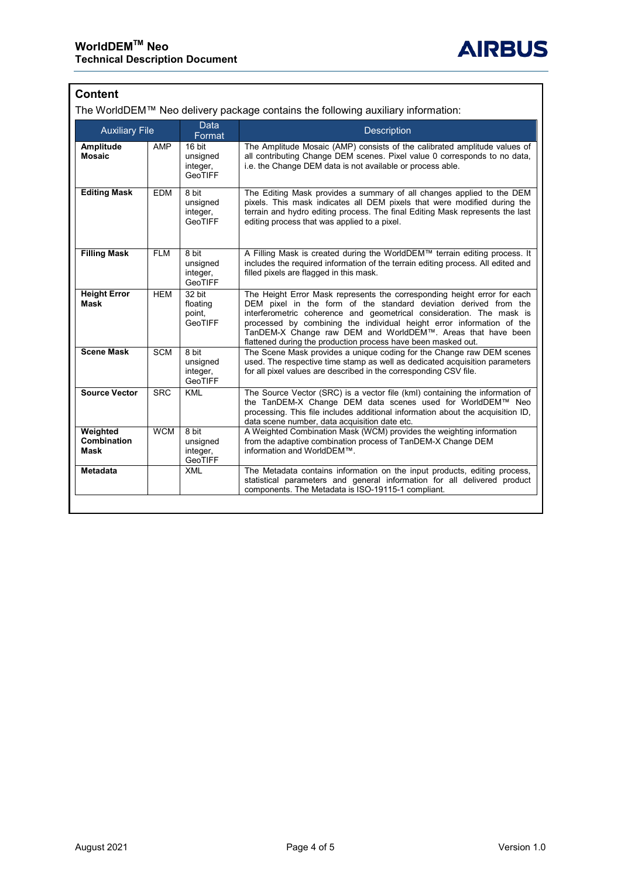## Content

The WorldDEM™ Neo delivery package contains the following auxiliary information:

| Auxiliary File | | Data Format | Description |
|---|---|---|---|
| **Amplitude Mosaic** | AMP | 16 bit unsigned integer, GeoTIFF | The Amplitude Mosaic (AMP) consists of the calibrated amplitude values of all contributing Change DEM scenes. Pixel value 0 corresponds to no data, i.e. the Change DEM data is not available or process able. |
| **Editing Mask** | EDM | 8 bit unsigned integer, GeoTIFF | The Editing Mask provides a summary of all changes applied to the DEM pixels. This mask indicates all DEM pixels that were modified during the terrain and hydro editing process. The final Editing Mask represents the last editing process that was applied to a pixel. |
| **Filling Mask** | FLM | 8 bit unsigned integer, GeoTIFF | A Filling Mask is created during the WorldDEM™ terrain editing process. It includes the required information of the terrain editing process. All edited and filled pixels are flagged in this mask. |
| **Height Error Mask** | HEM | 32 bit floating point, GeoTIFF | The Height Error Mask represents the corresponding height error for each DEM pixel in the form of the standard deviation derived from the interferometric coherence and geometrical consideration. The mask is processed by combining the individual height error information of the TanDEM-X Change raw DEM and WorldDEM™. Areas that have been flattened during the production process have been masked out. |
| **Scene Mask** | SCM | 8 bit unsigned integer, GeoTIFF | The Scene Mask provides a unique coding for the Change raw DEM scenes used. The respective time stamp as well as dedicated acquisition parameters for all pixel values are described in the corresponding CSV file. |
| **Source Vector** | SRC | KML | The Source Vector (SRC) is a vector file (kml) containing the information of the TanDEM-X Change DEM data scenes used for WorldDEM™ Neo processing. This file includes additional information about the acquisition ID, data scene number, data acquisition date etc. |
| **Weighted Combination Mask** | WCM | 8 bit unsigned integer, GeoTIFF | A Weighted Combination Mask (WCM) provides the weighting information from the adaptive combination process of TanDEM-X Change DEM information and WorldDEM™. |
| **Metadata** | | XML | The Metadata contains information on the input products, editing process, statistical parameters and general information for all delivered product components. The Metadata is ISO-19115-1 compliant. |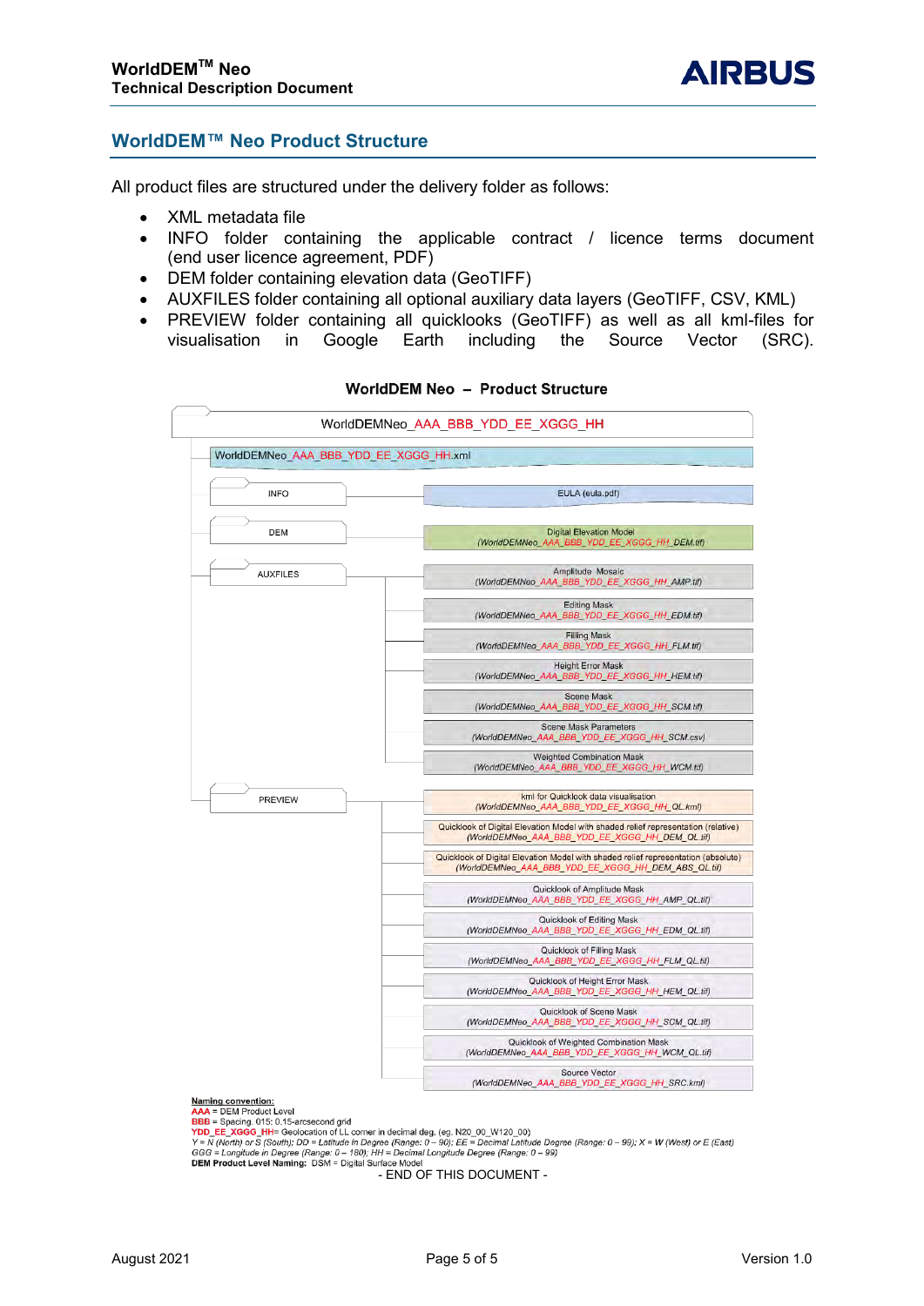## WorldDEM™ Neo Product Structure

All product files are structured under the delivery folder as follows:

- XML metadata file
- INFO folder containing the applicable contract / licence terms document (end user licence agreement, PDF)
- DEM folder containing elevation data (GeoTIFF)
- AUXFILES folder containing all optional auxiliary data layers (GeoTIFF, CSV, KML)
- PREVIEW folder containing all quicklooks (GeoTIFF) as well as all kml-files for visualisation in Google Earth including the Source Vector (SRC).

**WorldDEM Neo – Product Structure**

WorldDEMNeo_AAA_BBB_YDD_EE_XGGG_HH

WorldDEMNeo_AAA_BBB_YDD_EE_XGGG_HH.xml

INFO

EULA (eula.pdf)

DEM

Digital Elevation Model
(WorldDEMNeo_AAA_BBB_YDD_EE_XGGG_HH_DEM.tif)

AUXFILES

Amplitude Mosaic
(WorldDEMNeo_AAA_BBB_YDD_EE_XGGG_HH_AMP.tif)

Editing Mask
(WorldDEMNeo_AAA_BBB_YDD_EE_XGGG_HH_EDM.tif)

Filling Mask
(WorldDEMNeo_AAA_BBB_YDD_EE_XGGG_HH_FLM.tif)

Height Error Mask
(WorldDEMNeo_AAA_BBB_YDD_EE_XGGG_HH_HEM.tif)

Scene Mask
(WorldDEMNeo_AAA_BBB_YDD_EE_XGGG_HH_SCM.tif)

Scene Mask Parameters
(WorldDEMNeo_AAA_BBB_YDD_EE_XGGG_HH_SCM.csv)

Weighted Combination Mask
(WorldDEMNeo_AAA_BBB_YDD_EE_XGGG_HH_WCM.tif)

PREVIEW

kml for Quicklook data visualisation
(WorldDEMNeo_AAA_BBB_YDD_EE_XGGG_HH_QL.kml)

Quicklook of Digital Elevation Model with shaded relief representation (relative)
(WorldDEMNeo_AAA_BBB_YDD_EE_XGGG_HH_DEM_QL.tif)

Quicklook of Digital Elevation Model with shaded relief representation (absolute)
(WorldDEMNeo_AAA_BBB_YDD_EE_XGGG_HH_DEM_ABS_QL.tif)

Quicklook of Amplitude Mask
(WorldDEMNeo_AAA_BBB_YDD_EE_XGGG_HH_AMP_QL.tif)

Quicklook of Editing Mask
(WorldDEMNeo_AAA_BBB_YDD_EE_XGGG_HH_EDM_QL.tif)

Quicklook of Filling Mask
(WorldDEMNeo_AAA_BBB_YDD_EE_XGGG_HH_FLM_QL.tif)

Quicklook of Height Error Mask
(WorldDEMNeo_AAA_BBB_YDD_EE_XGGG_HH_HEM_QL.tif)

Quicklook of Scene Mask
(WorldDEMNeo_AAA_BBB_YDD_EE_XGGG_HH_SCM_QL.tif)

Quicklook of Weighted Combination Mask
(WorldDEMNeo_AAA_BBB_YDD_EE_XGGG_HH_WCM_QL.tif)

Source Vector
(WorldDEMNeo_AAA_BBB_YDD_EE_XGGG_HH_SRC.kml)

**Naming convention:**
AAA = DEM Product Level
BBB = Spacing. 015: 0.15-arcsecond grid
YDD_EE_XGGG_HH= Geolocation of LL corner in decimal deg. (eg. N20_00_W120_00)
*Y = N (North) or S (South); DD = Latitude in Degree (Range: 0 – 90); EE = Decimal Latitude Degree (Range: 0 – 99); X = W (West) or E (East)*
*GGG = Longitude in Degree (Range: 0 – 180); HH = Decimal Longitude Degree (Range: 0 – 99)*
**DEM Product Level Naming:** DSM = Digital Surface Model

- END OF THIS DOCUMENT -